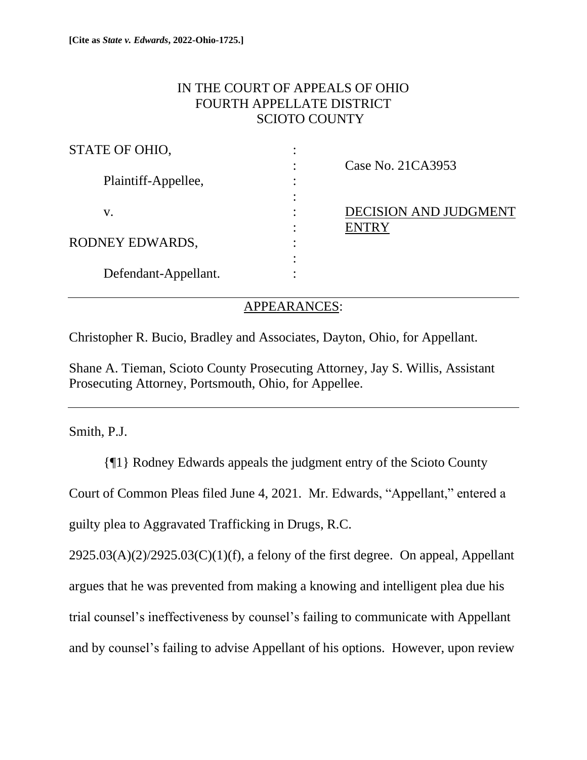**[Cite as *State v. Edwards*, 2022-Ohio-1725.]**

IN THE COURT OF APPEALS OF OHIO
FOURTH APPELLATE DISTRICT
SCIOTO COUNTY

| | | |
|---|---|---|
| STATE OF OHIO, | : | |
| | : | Case No. 21CA3953 |
| Plaintiff-Appellee, | : | |
| | : | |
| v. | : | DECISION AND JUDGMENT ENTRY |
| | : | |
| RODNEY EDWARDS, | : | |
| | : | |
| Defendant-Appellant. | : | |

APPEARANCES:

Christopher R. Bucio, Bradley and Associates, Dayton, Ohio, for Appellant.

Shane A. Tieman, Scioto County Prosecuting Attorney, Jay S. Willis, Assistant Prosecuting Attorney, Portsmouth, Ohio, for Appellee.

---

Smith, P.J.

{¶1} Rodney Edwards appeals the judgment entry of the Scioto County Court of Common Pleas filed June 4, 2021. Mr. Edwards, "Appellant," entered a guilty plea to Aggravated Trafficking in Drugs, R.C. 2925.03(A)(2)/2925.03(C)(1)(f), a felony of the first degree. On appeal, Appellant argues that he was prevented from making a knowing and intelligent plea due his trial counsel's ineffectiveness by counsel's failing to communicate with Appellant and by counsel's failing to advise Appellant of his options. However, upon review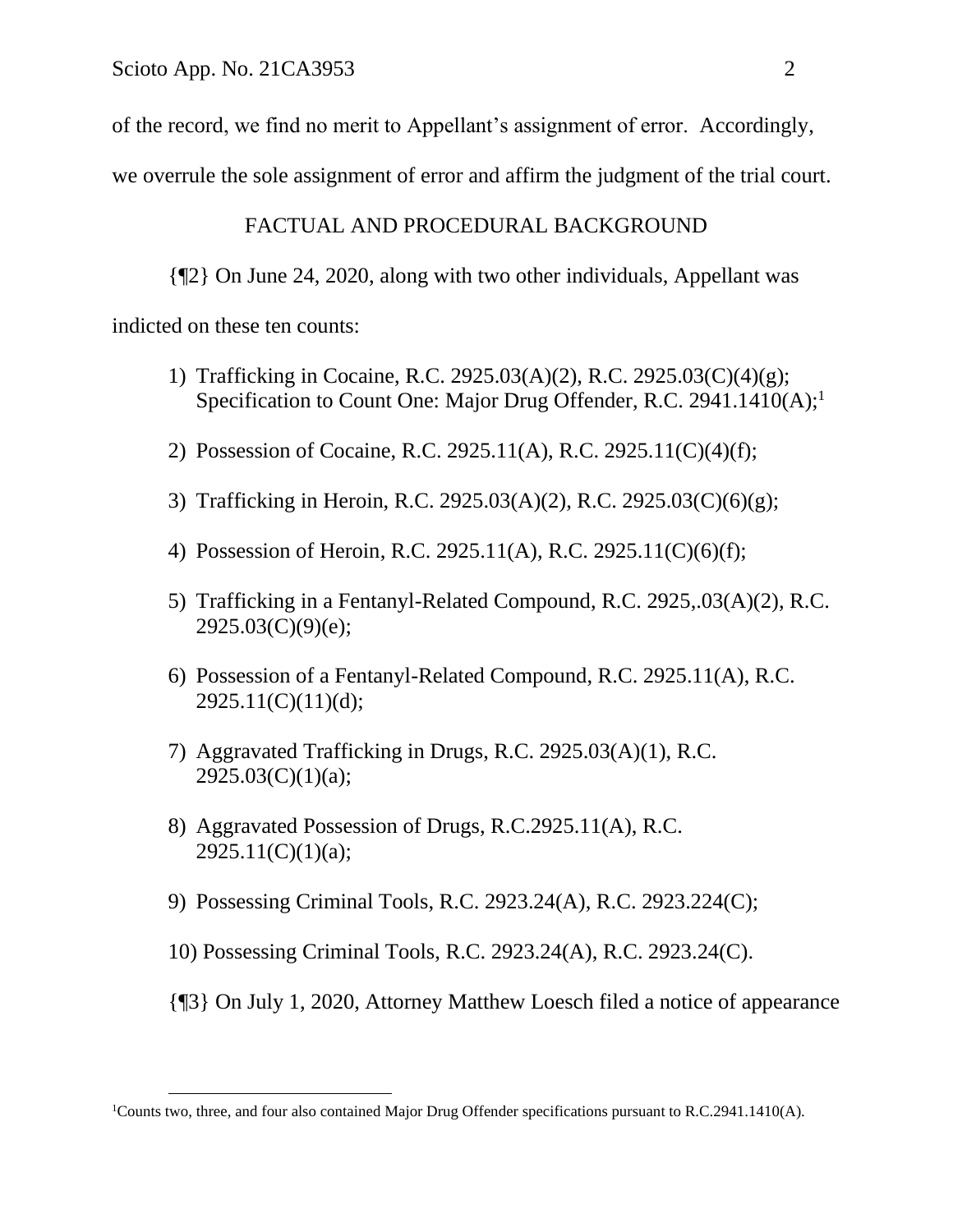of the record, we find no merit to Appellant's assignment of error. Accordingly, we overrule the sole assignment of error and affirm the judgment of the trial court.

## FACTUAL AND PROCEDURAL BACKGROUND

{¶2} On June 24, 2020, along with two other individuals, Appellant was indicted on these ten counts:

1) Trafficking in Cocaine, R.C. 2925.03(A)(2), R.C. 2925.03(C)(4)(g); Specification to Count One: Major Drug Offender, R.C. 2941.1410(A);[1]

2) Possession of Cocaine, R.C. 2925.11(A), R.C. 2925.11(C)(4)(f);

3) Trafficking in Heroin, R.C. 2925.03(A)(2), R.C. 2925.03(C)(6)(g);

4) Possession of Heroin, R.C. 2925.11(A), R.C. 2925.11(C)(6)(f);

5) Trafficking in a Fentanyl-Related Compound, R.C. 2925,.03(A)(2), R.C. 2925.03(C)(9)(e);

6) Possession of a Fentanyl-Related Compound, R.C. 2925.11(A), R.C. 2925.11(C)(11)(d);

7) Aggravated Trafficking in Drugs, R.C. 2925.03(A)(1), R.C. 2925.03(C)(1)(a);

8) Aggravated Possession of Drugs, R.C.2925.11(A), R.C. 2925.11(C)(1)(a);

9) Possessing Criminal Tools, R.C. 2923.24(A), R.C. 2923.224(C);

10) Possessing Criminal Tools, R.C. 2923.24(A), R.C. 2923.24(C).

{¶3} On July 1, 2020, Attorney Matthew Loesch filed a notice of appearance

---

[1] Counts two, three, and four also contained Major Drug Offender specifications pursuant to R.C.2941.1410(A).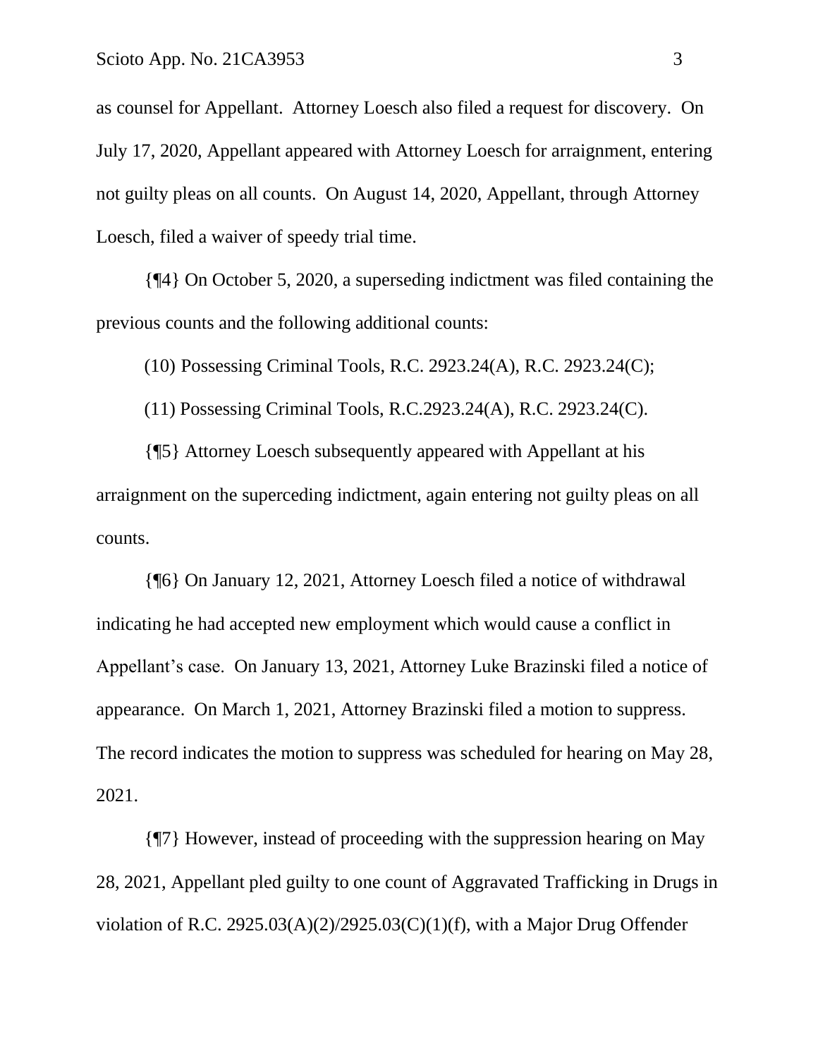as counsel for Appellant. Attorney Loesch also filed a request for discovery. On July 17, 2020, Appellant appeared with Attorney Loesch for arraignment, entering not guilty pleas on all counts. On August 14, 2020, Appellant, through Attorney Loesch, filed a waiver of speedy trial time.

{¶4} On October 5, 2020, a superseding indictment was filed containing the previous counts and the following additional counts:

(10) Possessing Criminal Tools, R.C. 2923.24(A), R.C. 2923.24(C);

(11) Possessing Criminal Tools, R.C.2923.24(A), R.C. 2923.24(C).

{¶5} Attorney Loesch subsequently appeared with Appellant at his arraignment on the superceding indictment, again entering not guilty pleas on all counts.

{¶6} On January 12, 2021, Attorney Loesch filed a notice of withdrawal indicating he had accepted new employment which would cause a conflict in Appellant's case. On January 13, 2021, Attorney Luke Brazinski filed a notice of appearance. On March 1, 2021, Attorney Brazinski filed a motion to suppress. The record indicates the motion to suppress was scheduled for hearing on May 28, 2021.

{¶7} However, instead of proceeding with the suppression hearing on May 28, 2021, Appellant pled guilty to one count of Aggravated Trafficking in Drugs in violation of R.C. 2925.03(A)(2)/2925.03(C)(1)(f), with a Major Drug Offender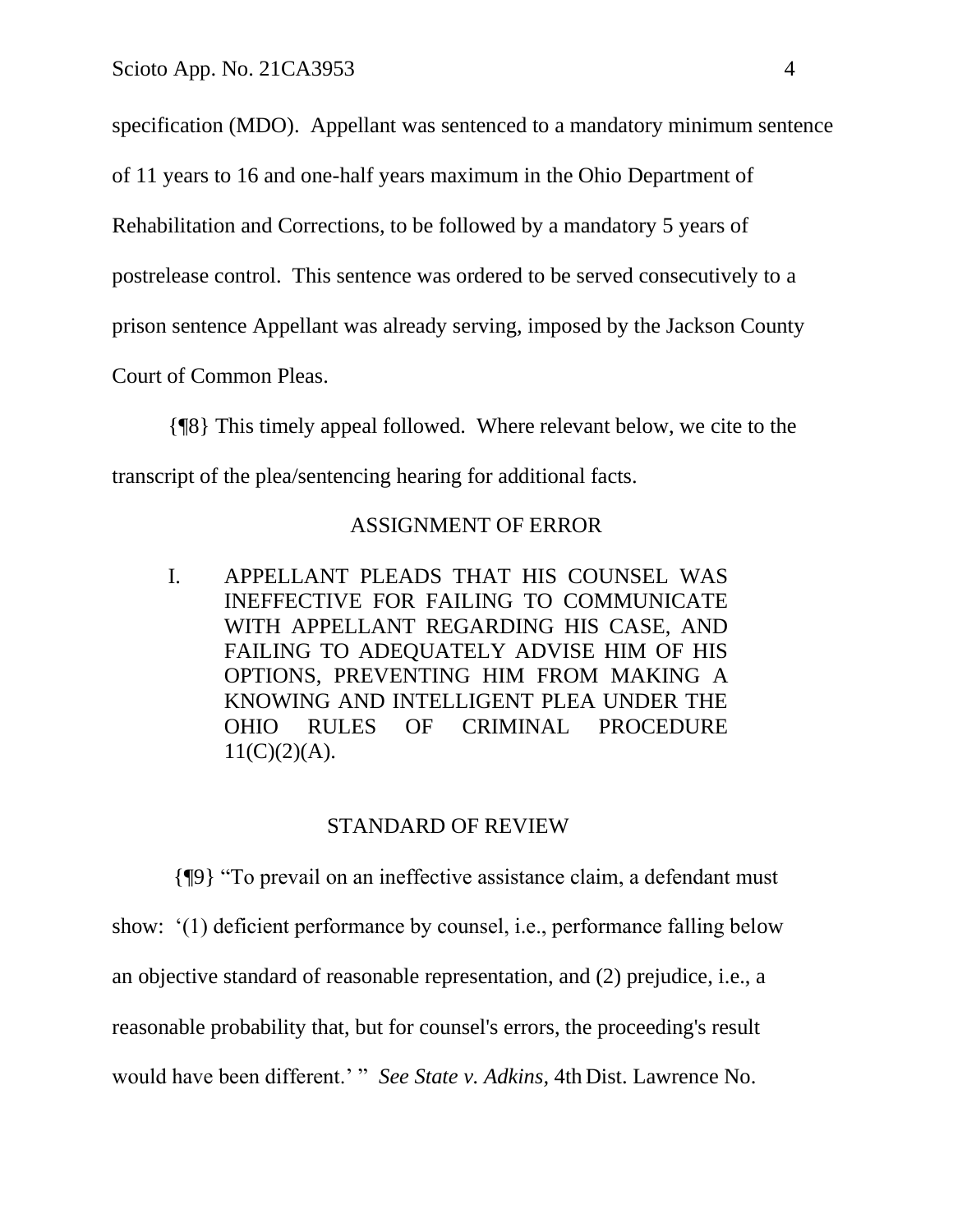specification (MDO). Appellant was sentenced to a mandatory minimum sentence of 11 years to 16 and one-half years maximum in the Ohio Department of Rehabilitation and Corrections, to be followed by a mandatory 5 years of postrelease control. This sentence was ordered to be served consecutively to a prison sentence Appellant was already serving, imposed by the Jackson County Court of Common Pleas.

{¶8} This timely appeal followed. Where relevant below, we cite to the transcript of the plea/sentencing hearing for additional facts.

## ASSIGNMENT OF ERROR

I. APPELLANT PLEADS THAT HIS COUNSEL WAS INEFFECTIVE FOR FAILING TO COMMUNICATE WITH APPELLANT REGARDING HIS CASE, AND FAILING TO ADEQUATELY ADVISE HIM OF HIS OPTIONS, PREVENTING HIM FROM MAKING A KNOWING AND INTELLIGENT PLEA UNDER THE OHIO RULES OF CRIMINAL PROCEDURE 11(C)(2)(A).

## STANDARD OF REVIEW

{¶9} "To prevail on an ineffective assistance claim, a defendant must show: '(1) deficient performance by counsel, i.e., performance falling below an objective standard of reasonable representation, and (2) prejudice, i.e., a reasonable probability that, but for counsel's errors, the proceeding's result would have been different.' " *See State v. Adkins*, 4th Dist. Lawrence No.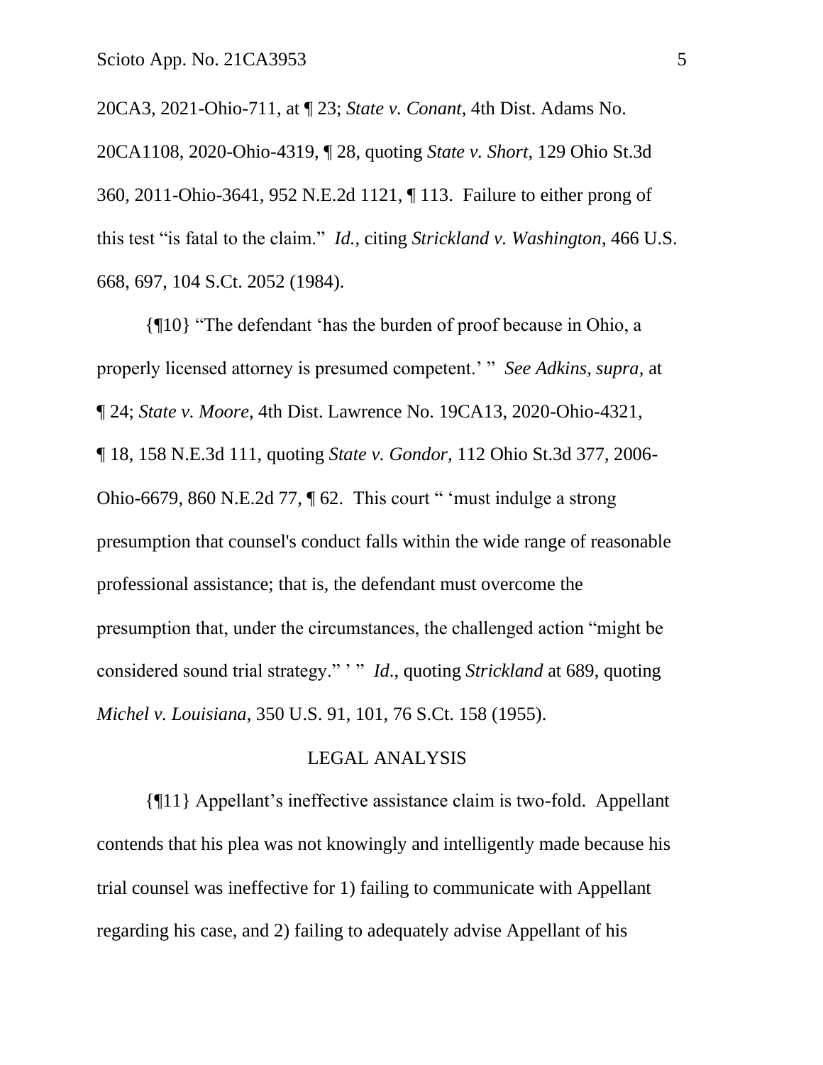20CA3, 2021-Ohio-711, at ¶ 23; *State v. Conant,* 4th Dist. Adams No. 20CA1108, 2020-Ohio-4319, ¶ 28, quoting *State v. Short,* 129 Ohio St.3d 360, 2011-Ohio-3641, 952 N.E.2d 1121, ¶ 113. Failure to either prong of this test "is fatal to the claim." *Id.,* citing *Strickland v. Washington*, 466 U.S. 668, 697, 104 S.Ct. 2052 (1984).

{¶10} "The defendant 'has the burden of proof because in Ohio, a properly licensed attorney is presumed competent.' " *See Adkins, supra,* at ¶ 24; *State v. Moore,* 4th Dist. Lawrence No. 19CA13, 2020-Ohio-4321, ¶ 18, 158 N.E.3d 111, quoting *State v. Gondor,* 112 Ohio St.3d 377, 2006-Ohio-6679, 860 N.E.2d 77, ¶ 62. This court " 'must indulge a strong presumption that counsel's conduct falls within the wide range of reasonable professional assistance; that is, the defendant must overcome the presumption that, under the circumstances, the challenged action "might be considered sound trial strategy." ' " *Id*., quoting *Strickland* at 689, quoting *Michel v. Louisiana*, 350 U.S. 91, 101, 76 S.Ct. 158 (1955).

## LEGAL ANALYSIS

{¶11} Appellant's ineffective assistance claim is two-fold. Appellant contends that his plea was not knowingly and intelligently made because his trial counsel was ineffective for 1) failing to communicate with Appellant regarding his case, and 2) failing to adequately advise Appellant of his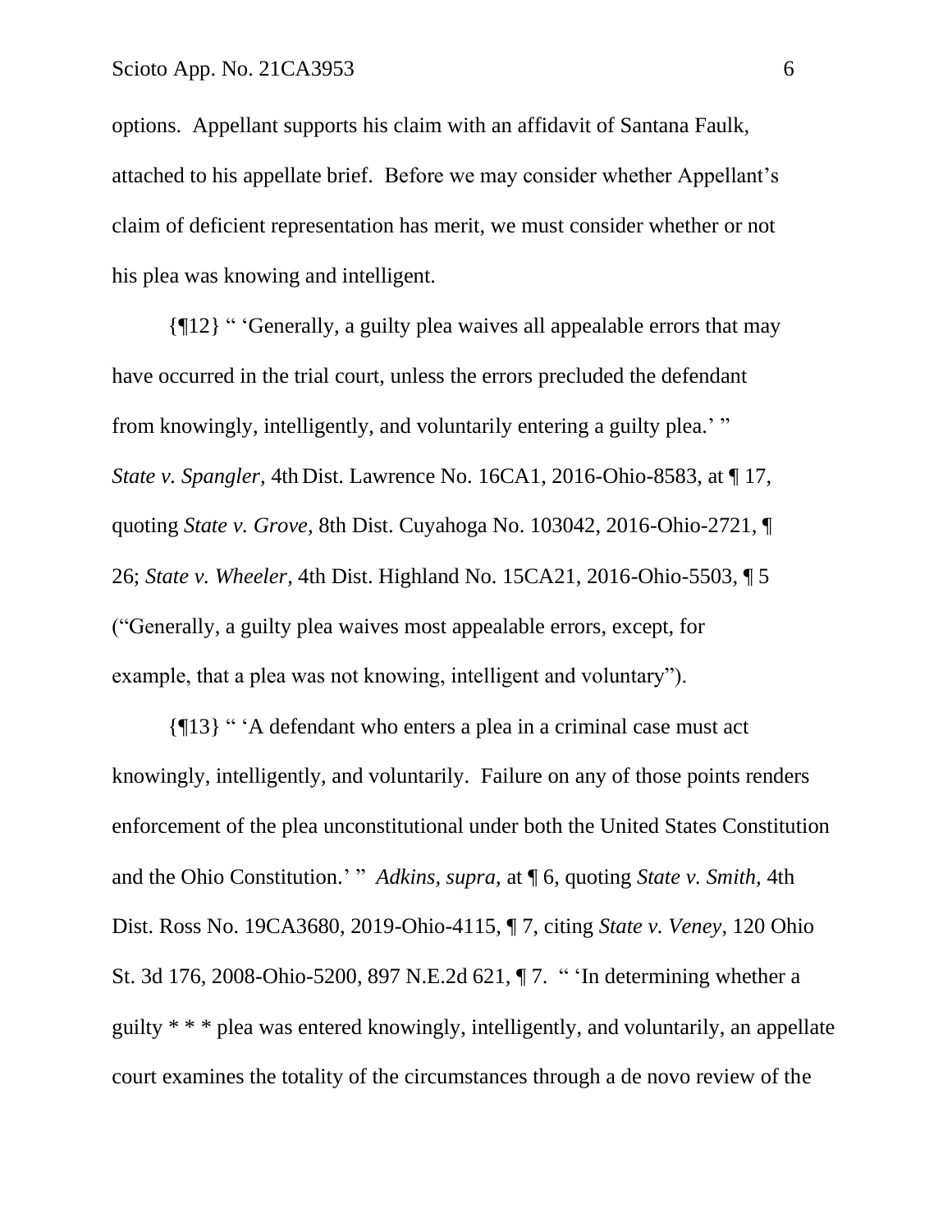options. Appellant supports his claim with an affidavit of Santana Faulk, attached to his appellate brief. Before we may consider whether Appellant's claim of deficient representation has merit, we must consider whether or not his plea was knowing and intelligent.

{¶12} " 'Generally, a guilty plea waives all appealable errors that may have occurred in the trial court, unless the errors precluded the defendant from knowingly, intelligently, and voluntarily entering a guilty plea.' " *State v. Spangler*, 4th Dist. Lawrence No. 16CA1, 2016-Ohio-8583, at ¶ 17, quoting *State v. Grove*, 8th Dist. Cuyahoga No. 103042, 2016-Ohio-2721, ¶ 26; *State v. Wheeler*, 4th Dist. Highland No. 15CA21, 2016-Ohio-5503, ¶ 5 ("Generally, a guilty plea waives most appealable errors, except, for example, that a plea was not knowing, intelligent and voluntary").

{¶13} " 'A defendant who enters a plea in a criminal case must act knowingly, intelligently, and voluntarily. Failure on any of those points renders enforcement of the plea unconstitutional under both the United States Constitution and the Ohio Constitution.' " *Adkins, supra,* at ¶ 6, quoting *State v. Smith*, 4th Dist. Ross No. 19CA3680, 2019-Ohio-4115, ¶ 7, citing *State v. Veney*, 120 Ohio St. 3d 176, 2008-Ohio-5200, 897 N.E.2d 621, ¶ 7. " 'In determining whether a guilty * * * plea was entered knowingly, intelligently, and voluntarily, an appellate court examines the totality of the circumstances through a de novo review of the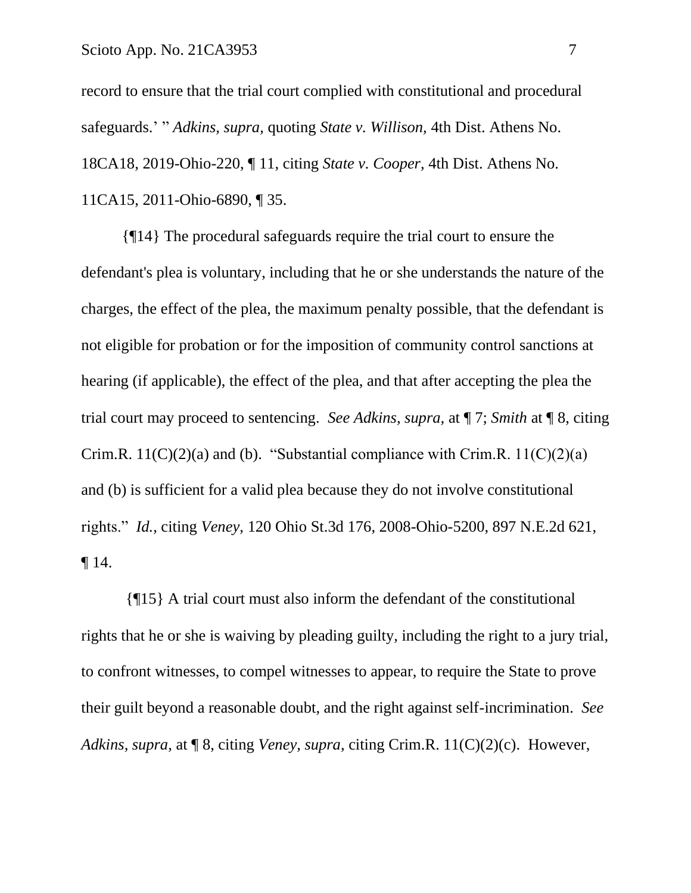record to ensure that the trial court complied with constitutional and procedural safeguards.' " *Adkins, supra,* quoting *State v. Willison,* 4th Dist. Athens No. 18CA18, 2019-Ohio-220, ¶ 11, citing *State v. Cooper*, 4th Dist. Athens No. 11CA15, 2011-Ohio-6890, ¶ 35.

{¶14} The procedural safeguards require the trial court to ensure the defendant's plea is voluntary, including that he or she understands the nature of the charges, the effect of the plea, the maximum penalty possible, that the defendant is not eligible for probation or for the imposition of community control sanctions at hearing (if applicable), the effect of the plea, and that after accepting the plea the trial court may proceed to sentencing. *See Adkins, supra,* at ¶ 7; *Smith* at ¶ 8, citing Crim.R. 11(C)(2)(a) and (b). "Substantial compliance with Crim.R. 11(C)(2)(a) and (b) is sufficient for a valid plea because they do not involve constitutional rights." *Id.,* citing *Veney,* 120 Ohio St.3d 176, 2008-Ohio-5200, 897 N.E.2d 621, ¶ 14.

{¶15} A trial court must also inform the defendant of the constitutional rights that he or she is waiving by pleading guilty, including the right to a jury trial, to confront witnesses, to compel witnesses to appear, to require the State to prove their guilt beyond a reasonable doubt, and the right against self-incrimination. *See Adkins, supra,* at ¶ 8, citing *Veney, supra,* citing Crim.R. 11(C)(2)(c). However,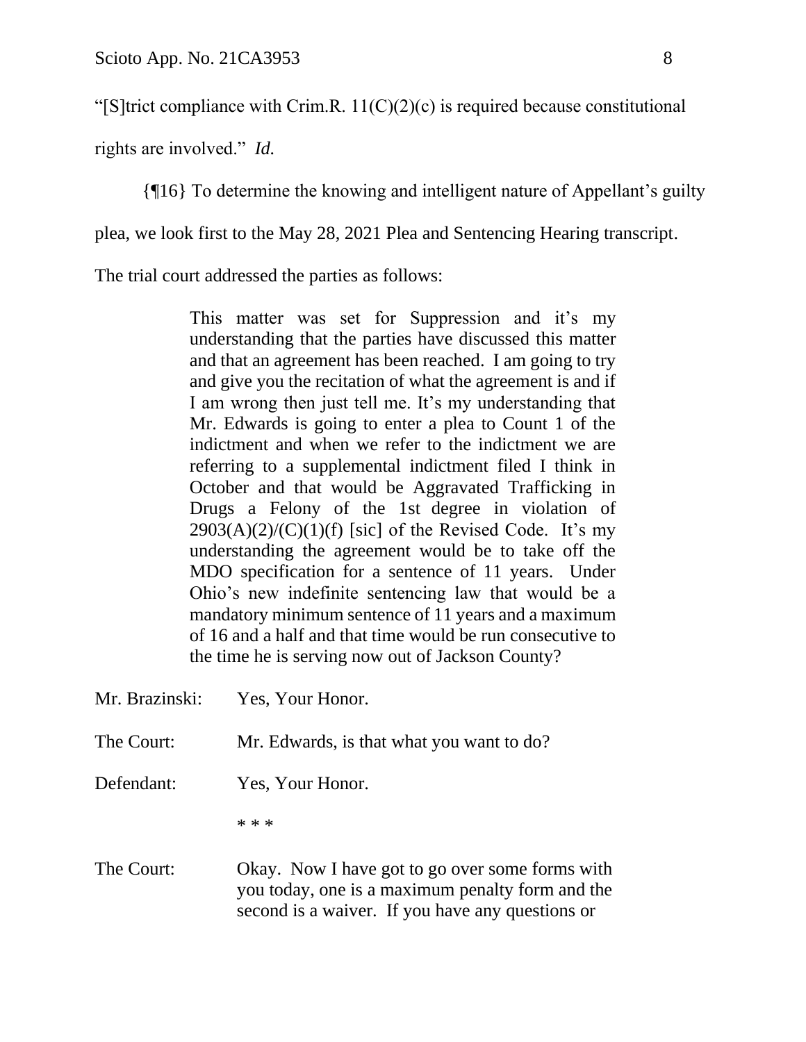"[S]trict compliance with Crim.R. 11(C)(2)(c) is required because constitutional rights are involved." *Id.*

{¶16} To determine the knowing and intelligent nature of Appellant's guilty plea, we look first to the May 28, 2021 Plea and Sentencing Hearing transcript. The trial court addressed the parties as follows:

> This matter was set for Suppression and it's my understanding that the parties have discussed this matter and that an agreement has been reached. I am going to try and give you the recitation of what the agreement is and if I am wrong then just tell me. It's my understanding that Mr. Edwards is going to enter a plea to Count 1 of the indictment and when we refer to the indictment we are referring to a supplemental indictment filed I think in October and that would be Aggravated Trafficking in Drugs a Felony of the 1st degree in violation of 2903(A)(2)/(C)(1)(f) [sic] of the Revised Code. It's my understanding the agreement would be to take off the MDO specification for a sentence of 11 years. Under Ohio's new indefinite sentencing law that would be a mandatory minimum sentence of 11 years and a maximum of 16 and a half and that time would be run consecutive to the time he is serving now out of Jackson County?

Mr. Brazinski: Yes, Your Honor.

The Court: Mr. Edwards, is that what you want to do?

Defendant: Yes, Your Honor.

\* \* \*

The Court: Okay. Now I have got to go over some forms with you today, one is a maximum penalty form and the second is a waiver. If you have any questions or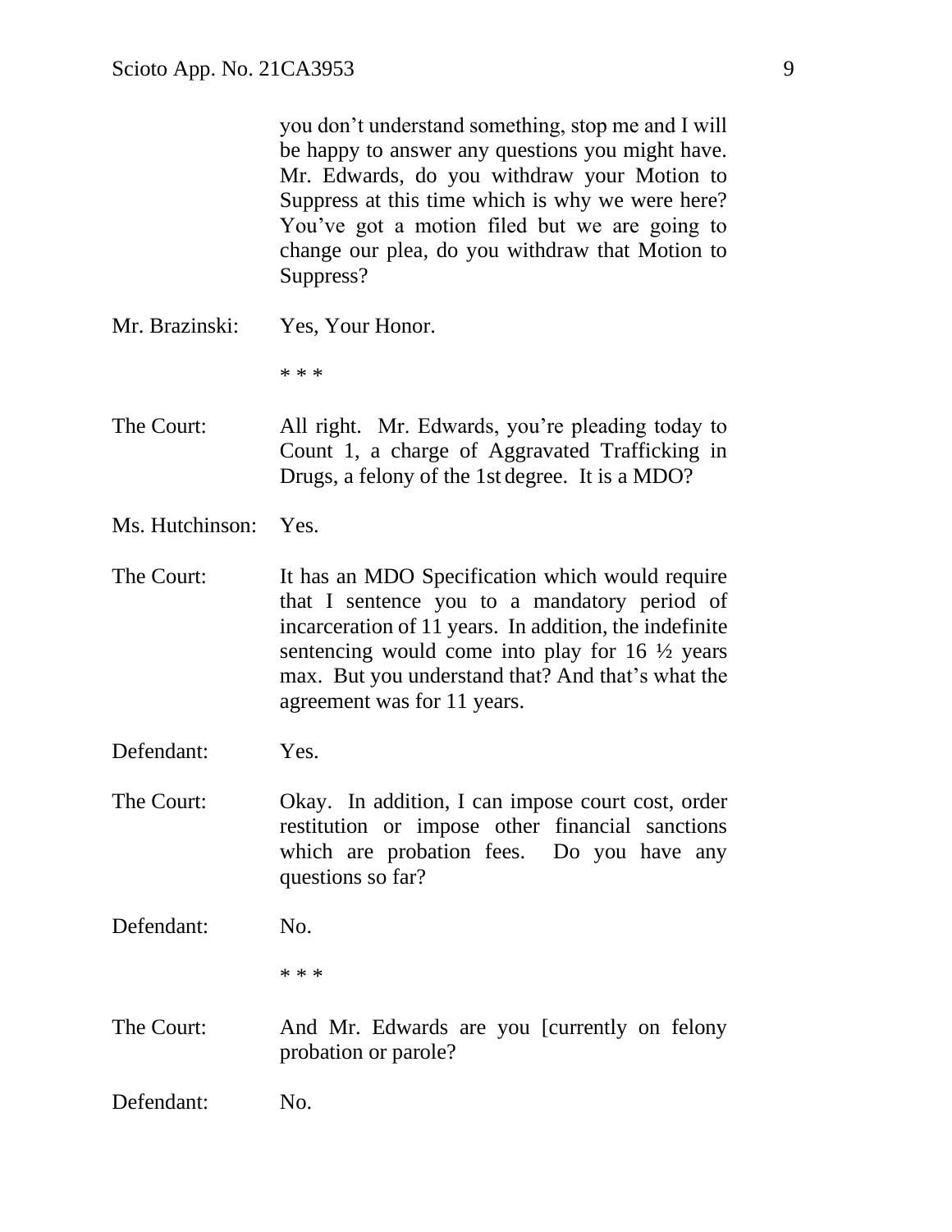you don't understand something, stop me and I will be happy to answer any questions you might have. Mr. Edwards, do you withdraw your Motion to Suppress at this time which is why we were here? You've got a motion filed but we are going to change our plea, do you withdraw that Motion to Suppress?

Mr. Brazinski: Yes, Your Honor.

\* \* \*

The Court: All right. Mr. Edwards, you're pleading today to Count 1, a charge of Aggravated Trafficking in Drugs, a felony of the 1st degree. It is a MDO?

Ms. Hutchinson: Yes.

The Court: It has an MDO Specification which would require that I sentence you to a mandatory period of incarceration of 11 years. In addition, the indefinite sentencing would come into play for 16 ½ years max. But you understand that? And that's what the agreement was for 11 years.

Defendant: Yes.

The Court: Okay. In addition, I can impose court cost, order restitution or impose other financial sanctions which are probation fees. Do you have any questions so far?

Defendant: No.

\* \* \*

The Court: And Mr. Edwards are you [currently on felony probation or parole?

Defendant: No.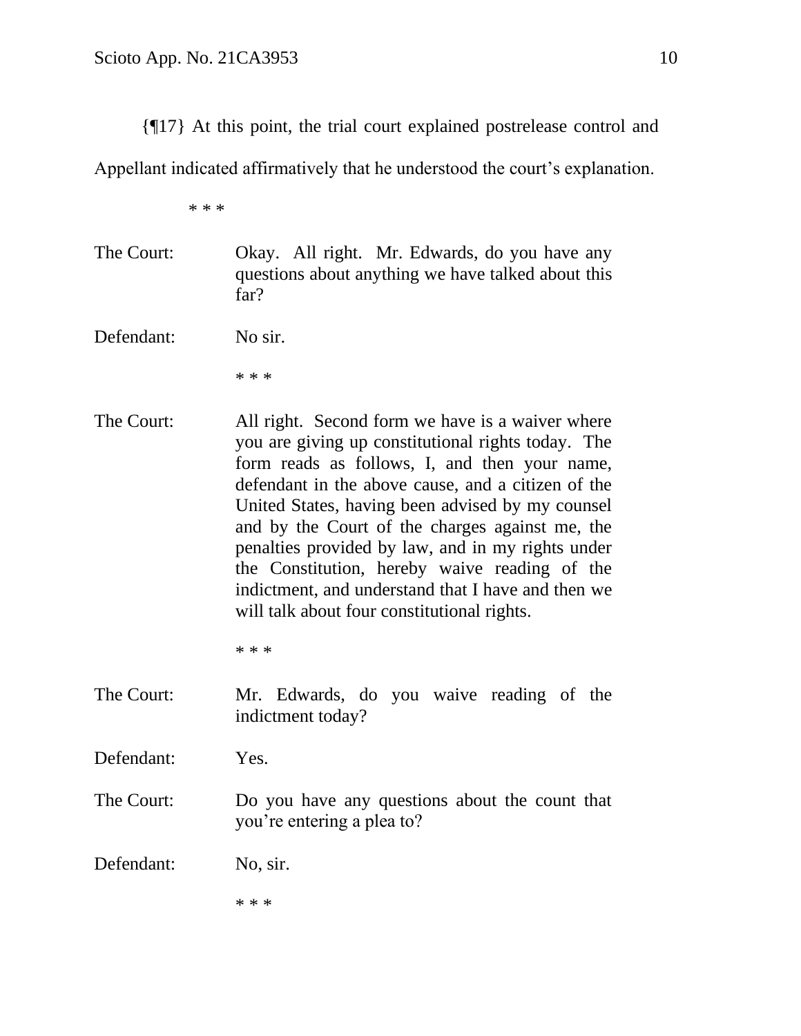{¶17} At this point, the trial court explained postrelease control and Appellant indicated affirmatively that he understood the court's explanation.

\* \* \*

The Court: Okay. All right. Mr. Edwards, do you have any questions about anything we have talked about this far?

Defendant: No sir.

\* \* \*

The Court: All right. Second form we have is a waiver where you are giving up constitutional rights today. The form reads as follows, I, and then your name, defendant in the above cause, and a citizen of the United States, having been advised by my counsel and by the Court of the charges against me, the penalties provided by law, and in my rights under the Constitution, hereby waive reading of the indictment, and understand that I have and then we will talk about four constitutional rights.

\* \* \*

The Court: Mr. Edwards, do you waive reading of the indictment today?

Defendant: Yes.

The Court: Do you have any questions about the count that you're entering a plea to?

Defendant: No, sir.

\* \* \*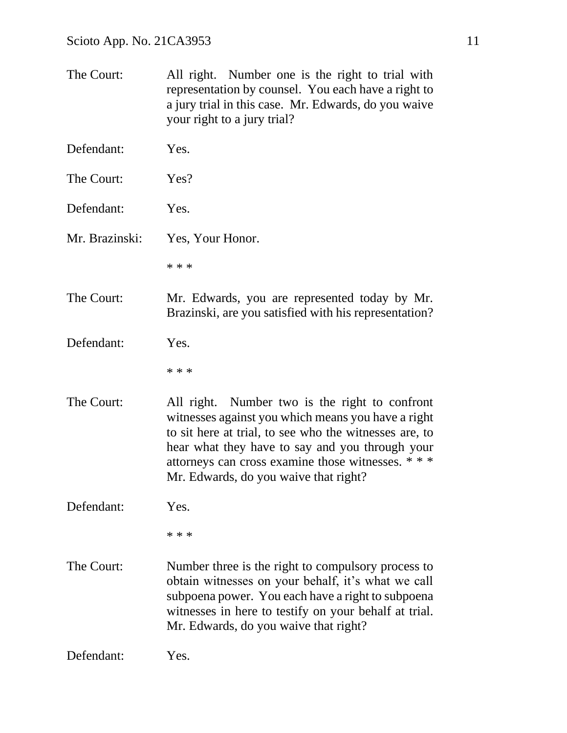The Court: All right. Number one is the right to trial with representation by counsel. You each have a right to a jury trial in this case. Mr. Edwards, do you waive your right to a jury trial?

Defendant: Yes.

The Court: Yes?

Defendant: Yes.

Mr. Brazinski: Yes, Your Honor.

* * *

The Court: Mr. Edwards, you are represented today by Mr. Brazinski, are you satisfied with his representation?

Defendant: Yes.

* * *

The Court: All right. Number two is the right to confront witnesses against you which means you have a right to sit here at trial, to see who the witnesses are, to hear what they have to say and you through your attorneys can cross examine those witnesses. * * * Mr. Edwards, do you waive that right?

Defendant: Yes.

* * *

The Court: Number three is the right to compulsory process to obtain witnesses on your behalf, it's what we call subpoena power. You each have a right to subpoena witnesses in here to testify on your behalf at trial. Mr. Edwards, do you waive that right?

Defendant: Yes.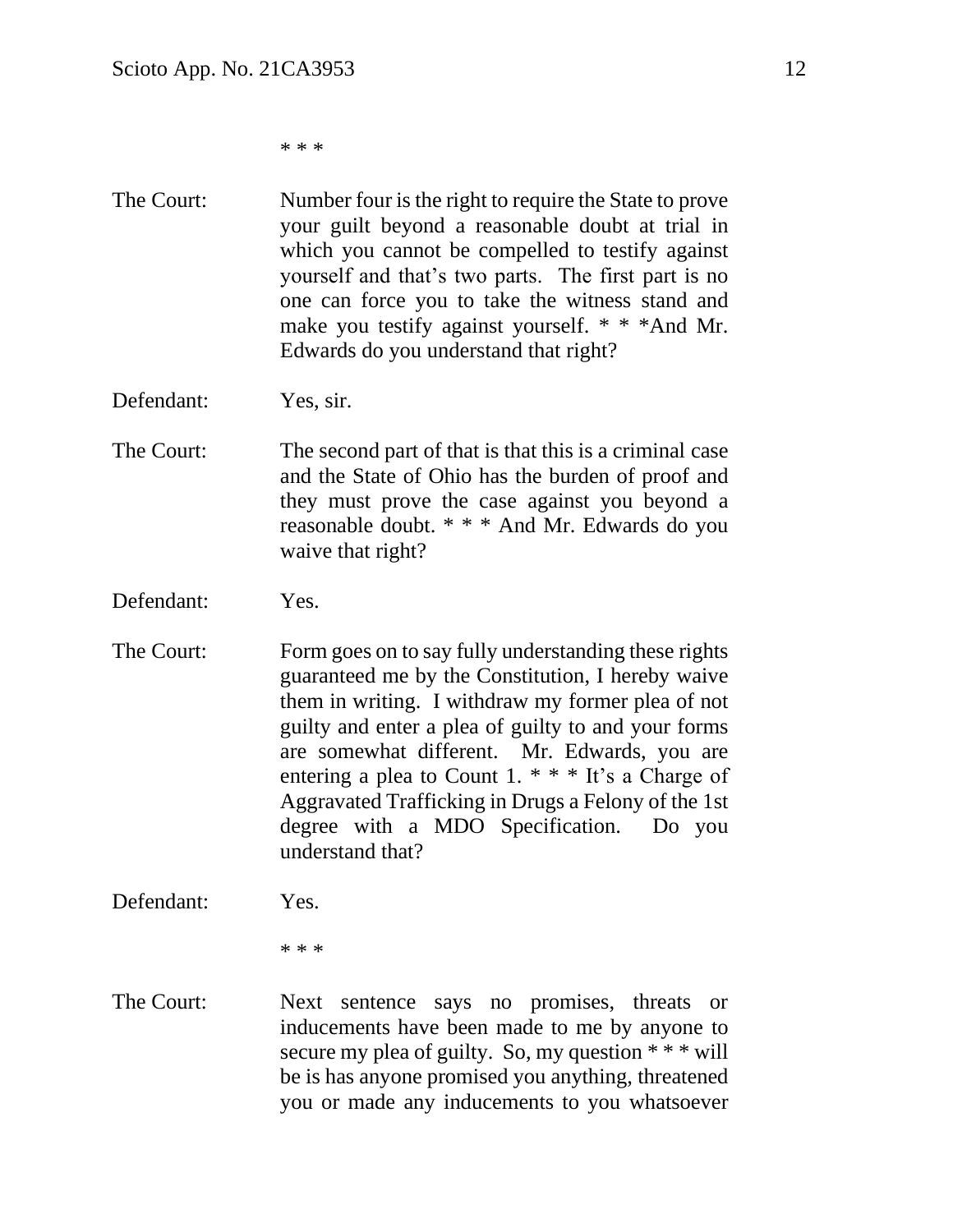\* \* \*

The Court: Number four is the right to require the State to prove your guilt beyond a reasonable doubt at trial in which you cannot be compelled to testify against yourself and that's two parts. The first part is no one can force you to take the witness stand and make you testify against yourself. * * *And Mr. Edwards do you understand that right?

Defendant: Yes, sir.

The Court: The second part of that is that this is a criminal case and the State of Ohio has the burden of proof and they must prove the case against you beyond a reasonable doubt. * * * And Mr. Edwards do you waive that right?

Defendant: Yes.

The Court: Form goes on to say fully understanding these rights guaranteed me by the Constitution, I hereby waive them in writing. I withdraw my former plea of not guilty and enter a plea of guilty to and your forms are somewhat different. Mr. Edwards, you are entering a plea to Count 1. * * * It's a Charge of Aggravated Trafficking in Drugs a Felony of the 1st degree with a MDO Specification. Do you understand that?

Defendant: Yes.

\* \* \*

The Court: Next sentence says no promises, threats or inducements have been made to me by anyone to secure my plea of guilty. So, my question * * * will be is has anyone promised you anything, threatened you or made any inducements to you whatsoever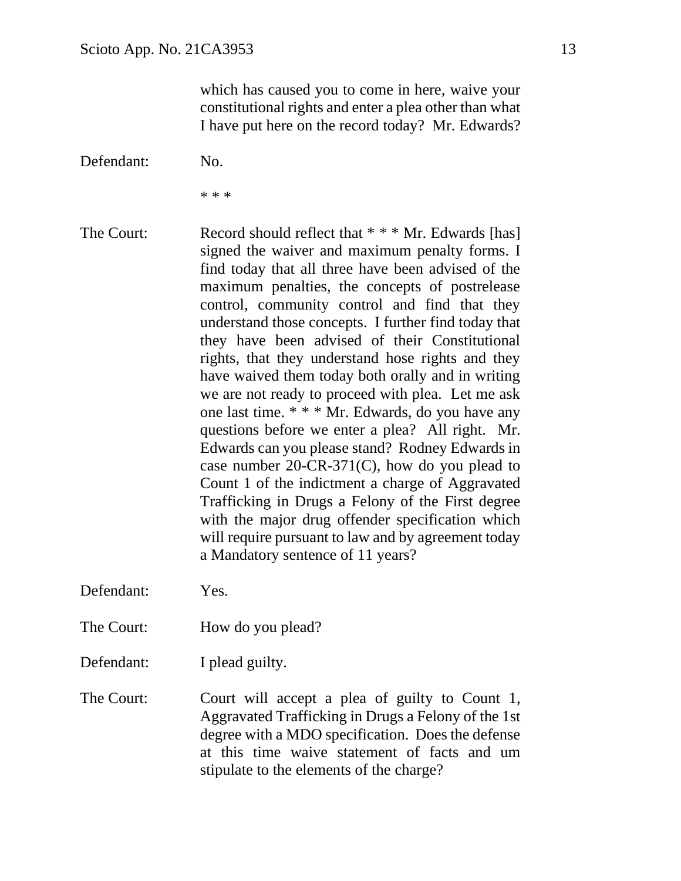which has caused you to come in here, waive your constitutional rights and enter a plea other than what I have put here on the record today? Mr. Edwards?

Defendant: No.

* * *

The Court: Record should reflect that * * * Mr. Edwards [has] signed the waiver and maximum penalty forms. I find today that all three have been advised of the maximum penalties, the concepts of postrelease control, community control and find that they understand those concepts. I further find today that they have been advised of their Constitutional rights, that they understand hose rights and they have waived them today both orally and in writing we are not ready to proceed with plea. Let me ask one last time. * * * Mr. Edwards, do you have any questions before we enter a plea? All right. Mr. Edwards can you please stand? Rodney Edwards in case number 20-CR-371(C), how do you plead to Count 1 of the indictment a charge of Aggravated Trafficking in Drugs a Felony of the First degree with the major drug offender specification which will require pursuant to law and by agreement today a Mandatory sentence of 11 years?

Defendant: Yes.

The Court: How do you plead?

Defendant: I plead guilty.

The Court: Court will accept a plea of guilty to Count 1, Aggravated Trafficking in Drugs a Felony of the 1st degree with a MDO specification. Does the defense at this time waive statement of facts and um stipulate to the elements of the charge?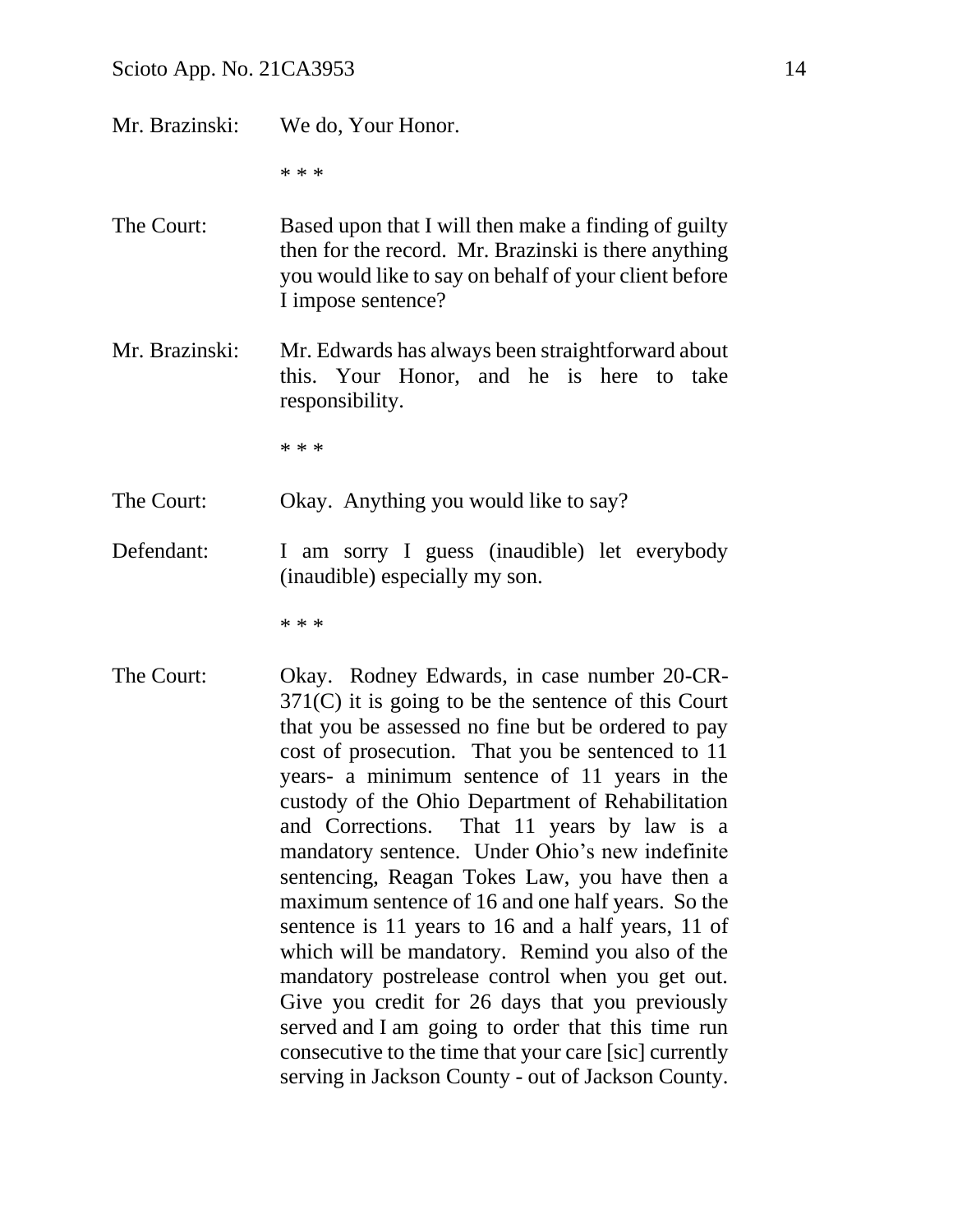Mr. Brazinski: We do, Your Honor.

\* \* \*

The Court: Based upon that I will then make a finding of guilty then for the record. Mr. Brazinski is there anything you would like to say on behalf of your client before I impose sentence?

Mr. Brazinski: Mr. Edwards has always been straightforward about this. Your Honor, and he is here to take responsibility.

\* \* \*

The Court: Okay. Anything you would like to say?

Defendant: I am sorry I guess (inaudible) let everybody (inaudible) especially my son.

\* \* \*

The Court: Okay. Rodney Edwards, in case number 20-CR-371(C) it is going to be the sentence of this Court that you be assessed no fine but be ordered to pay cost of prosecution. That you be sentenced to 11 years- a minimum sentence of 11 years in the custody of the Ohio Department of Rehabilitation and Corrections. That 11 years by law is a mandatory sentence. Under Ohio's new indefinite sentencing, Reagan Tokes Law, you have then a maximum sentence of 16 and one half years. So the sentence is 11 years to 16 and a half years, 11 of which will be mandatory. Remind you also of the mandatory postrelease control when you get out. Give you credit for 26 days that you previously served and I am going to order that this time run consecutive to the time that your care [sic] currently serving in Jackson County - out of Jackson County.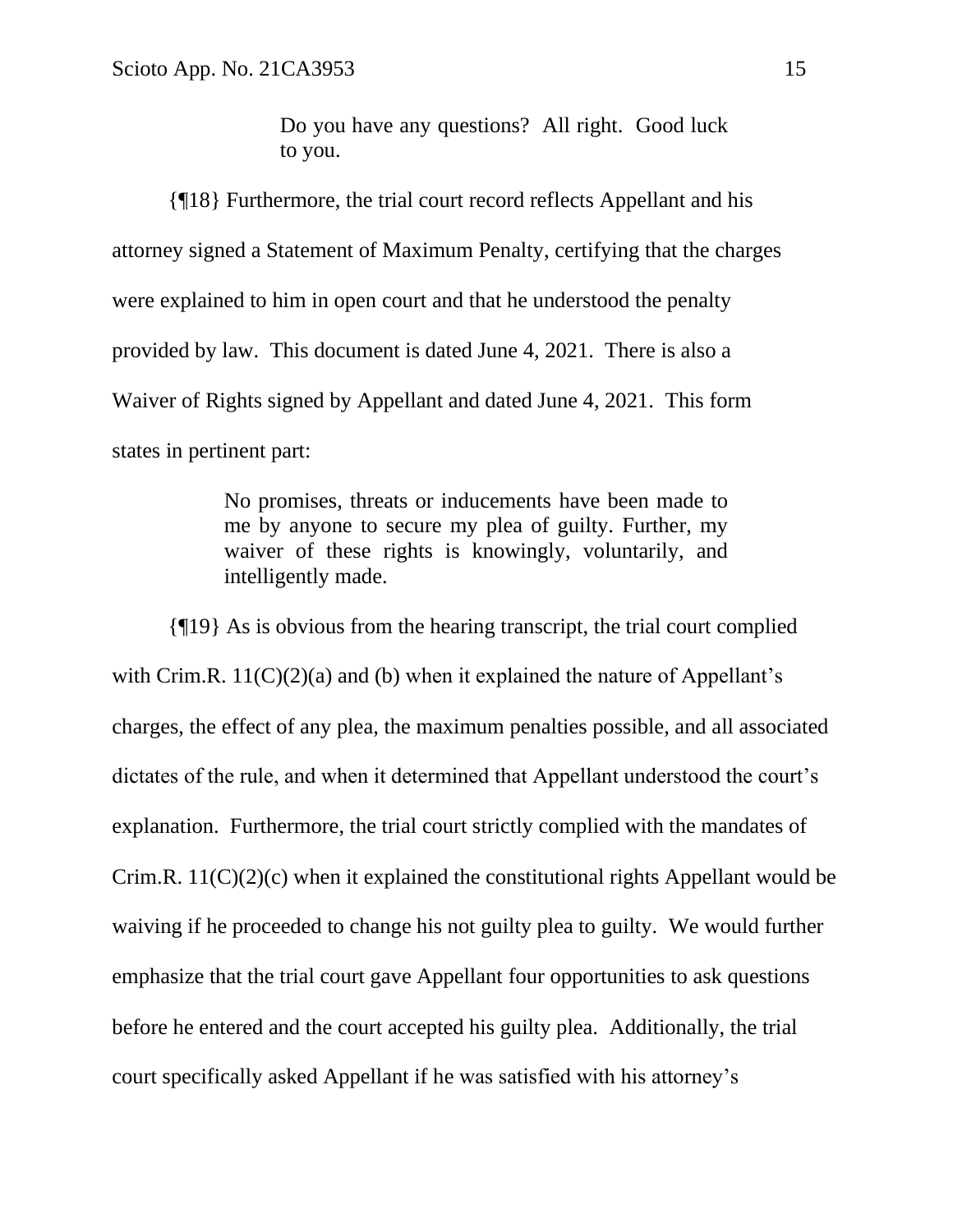> Do you have any questions? All right. Good luck to you.

{¶18} Furthermore, the trial court record reflects Appellant and his attorney signed a Statement of Maximum Penalty, certifying that the charges were explained to him in open court and that he understood the penalty provided by law. This document is dated June 4, 2021. There is also a Waiver of Rights signed by Appellant and dated June 4, 2021. This form states in pertinent part:

> No promises, threats or inducements have been made to me by anyone to secure my plea of guilty. Further, my waiver of these rights is knowingly, voluntarily, and intelligently made.

{¶19} As is obvious from the hearing transcript, the trial court complied with Crim.R. 11(C)(2)(a) and (b) when it explained the nature of Appellant's charges, the effect of any plea, the maximum penalties possible, and all associated dictates of the rule, and when it determined that Appellant understood the court's explanation. Furthermore, the trial court strictly complied with the mandates of Crim.R. 11(C)(2)(c) when it explained the constitutional rights Appellant would be waiving if he proceeded to change his not guilty plea to guilty. We would further emphasize that the trial court gave Appellant four opportunities to ask questions before he entered and the court accepted his guilty plea. Additionally, the trial court specifically asked Appellant if he was satisfied with his attorney's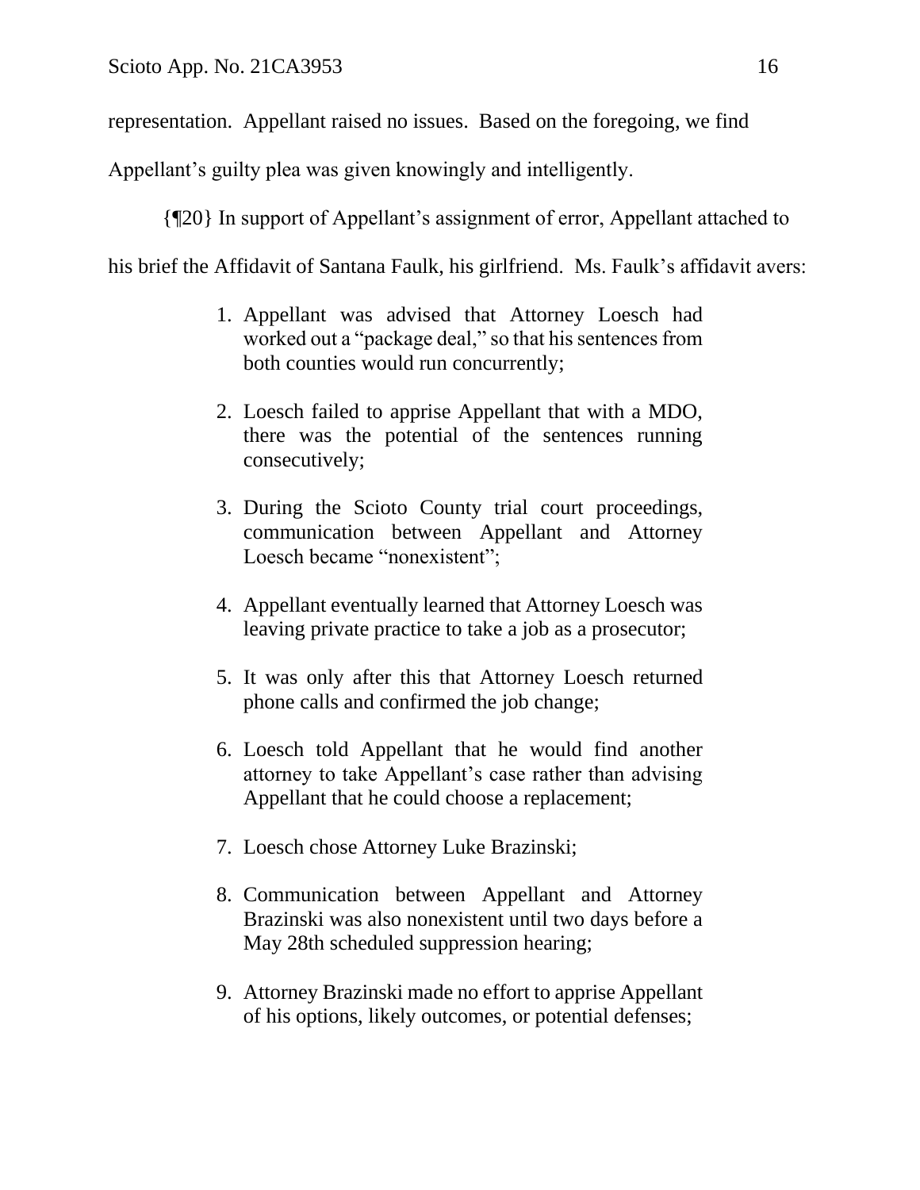representation. Appellant raised no issues. Based on the foregoing, we find Appellant's guilty plea was given knowingly and intelligently.

{¶20} In support of Appellant's assignment of error, Appellant attached to his brief the Affidavit of Santana Faulk, his girlfriend. Ms. Faulk's affidavit avers:

> 1. Appellant was advised that Attorney Loesch had worked out a "package deal," so that his sentences from both counties would run concurrently;
>
> 2. Loesch failed to apprise Appellant that with a MDO, there was the potential of the sentences running consecutively;
>
> 3. During the Scioto County trial court proceedings, communication between Appellant and Attorney Loesch became "nonexistent";
>
> 4. Appellant eventually learned that Attorney Loesch was leaving private practice to take a job as a prosecutor;
>
> 5. It was only after this that Attorney Loesch returned phone calls and confirmed the job change;
>
> 6. Loesch told Appellant that he would find another attorney to take Appellant's case rather than advising Appellant that he could choose a replacement;
>
> 7. Loesch chose Attorney Luke Brazinski;
>
> 8. Communication between Appellant and Attorney Brazinski was also nonexistent until two days before a May 28th scheduled suppression hearing;
>
> 9. Attorney Brazinski made no effort to apprise Appellant of his options, likely outcomes, or potential defenses;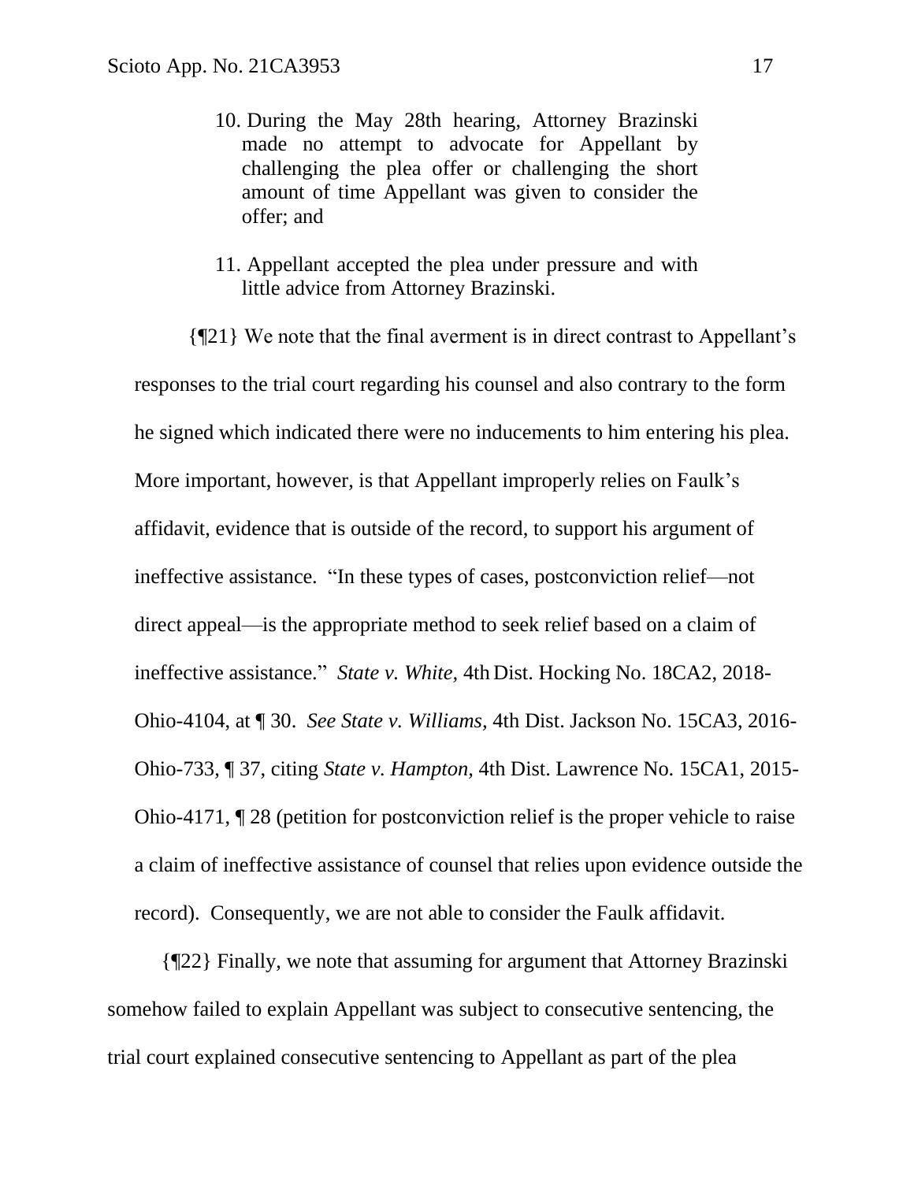10. During the May 28th hearing, Attorney Brazinski made no attempt to advocate for Appellant by challenging the plea offer or challenging the short amount of time Appellant was given to consider the offer; and

11. Appellant accepted the plea under pressure and with little advice from Attorney Brazinski.

{¶21} We note that the final averment is in direct contrast to Appellant's responses to the trial court regarding his counsel and also contrary to the form he signed which indicated there were no inducements to him entering his plea. More important, however, is that Appellant improperly relies on Faulk's affidavit, evidence that is outside of the record, to support his argument of ineffective assistance. "In these types of cases, postconviction relief—not direct appeal—is the appropriate method to seek relief based on a claim of ineffective assistance." *State v. White,* 4th Dist. Hocking No. 18CA2, 2018-Ohio-4104, at ¶ 30. *See State v. Williams,* 4th Dist. Jackson No. 15CA3, 2016-Ohio-733, ¶ 37, citing *State v. Hampton,* 4th Dist. Lawrence No. 15CA1, 2015-Ohio-4171, ¶ 28 (petition for postconviction relief is the proper vehicle to raise a claim of ineffective assistance of counsel that relies upon evidence outside the record). Consequently, we are not able to consider the Faulk affidavit.

{¶22} Finally, we note that assuming for argument that Attorney Brazinski somehow failed to explain Appellant was subject to consecutive sentencing, the trial court explained consecutive sentencing to Appellant as part of the plea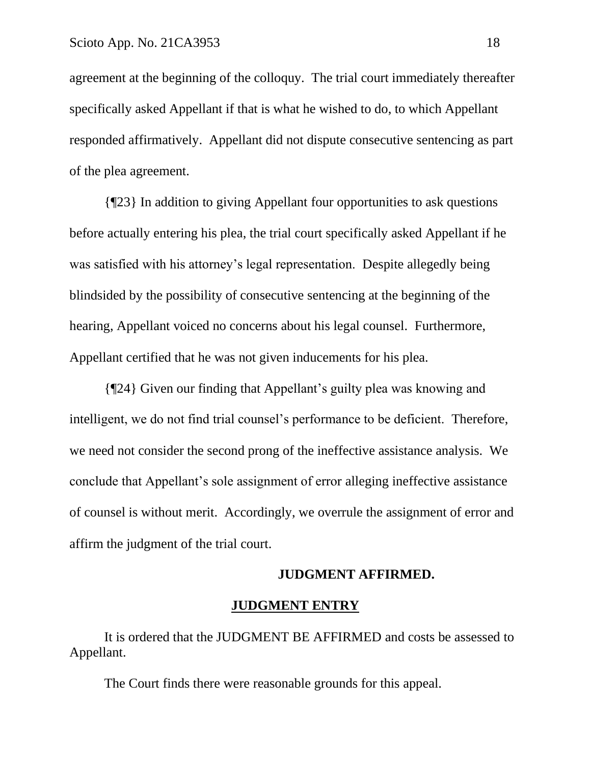agreement at the beginning of the colloquy. The trial court immediately thereafter specifically asked Appellant if that is what he wished to do, to which Appellant responded affirmatively. Appellant did not dispute consecutive sentencing as part of the plea agreement.

{¶23} In addition to giving Appellant four opportunities to ask questions before actually entering his plea, the trial court specifically asked Appellant if he was satisfied with his attorney's legal representation. Despite allegedly being blindsided by the possibility of consecutive sentencing at the beginning of the hearing, Appellant voiced no concerns about his legal counsel. Furthermore, Appellant certified that he was not given inducements for his plea.

{¶24} Given our finding that Appellant's guilty plea was knowing and intelligent, we do not find trial counsel's performance to be deficient. Therefore, we need not consider the second prong of the ineffective assistance analysis. We conclude that Appellant's sole assignment of error alleging ineffective assistance of counsel is without merit. Accordingly, we overrule the assignment of error and affirm the judgment of the trial court.

**JUDGMENT AFFIRMED.**

## JUDGMENT ENTRY

It is ordered that the JUDGMENT BE AFFIRMED and costs be assessed to Appellant.

The Court finds there were reasonable grounds for this appeal.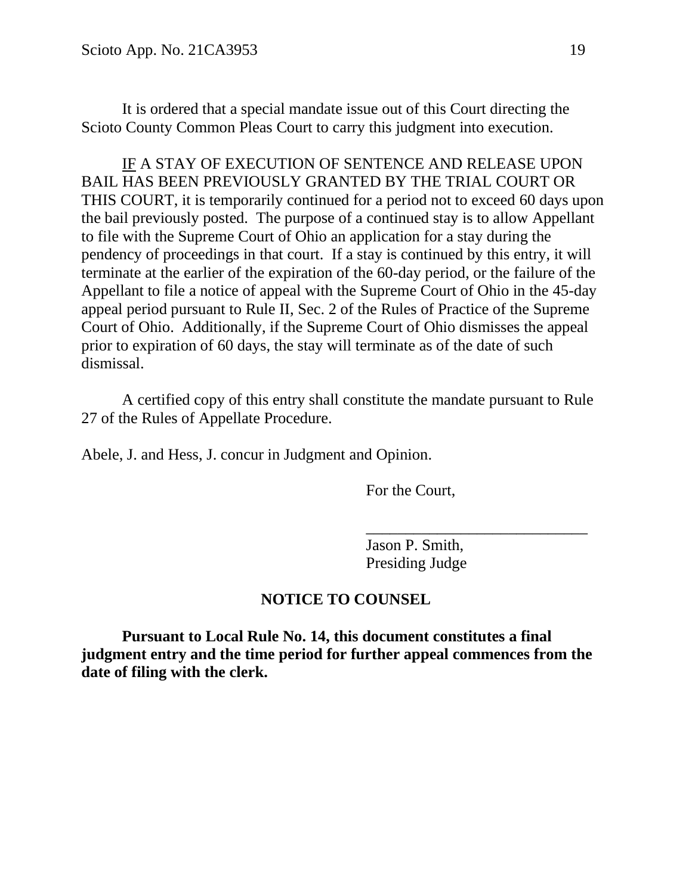It is ordered that a special mandate issue out of this Court directing the Scioto County Common Pleas Court to carry this judgment into execution.

IF A STAY OF EXECUTION OF SENTENCE AND RELEASE UPON BAIL HAS BEEN PREVIOUSLY GRANTED BY THE TRIAL COURT OR THIS COURT, it is temporarily continued for a period not to exceed 60 days upon the bail previously posted. The purpose of a continued stay is to allow Appellant to file with the Supreme Court of Ohio an application for a stay during the pendency of proceedings in that court. If a stay is continued by this entry, it will terminate at the earlier of the expiration of the 60-day period, or the failure of the Appellant to file a notice of appeal with the Supreme Court of Ohio in the 45-day appeal period pursuant to Rule II, Sec. 2 of the Rules of Practice of the Supreme Court of Ohio. Additionally, if the Supreme Court of Ohio dismisses the appeal prior to expiration of 60 days, the stay will terminate as of the date of such dismissal.

A certified copy of this entry shall constitute the mandate pursuant to Rule 27 of the Rules of Appellate Procedure.

Abele, J. and Hess, J. concur in Judgment and Opinion.

For the Court,

____________________________
Jason P. Smith,
Presiding Judge

**NOTICE TO COUNSEL**

**Pursuant to Local Rule No. 14, this document constitutes a final judgment entry and the time period for further appeal commences from the date of filing with the clerk.**